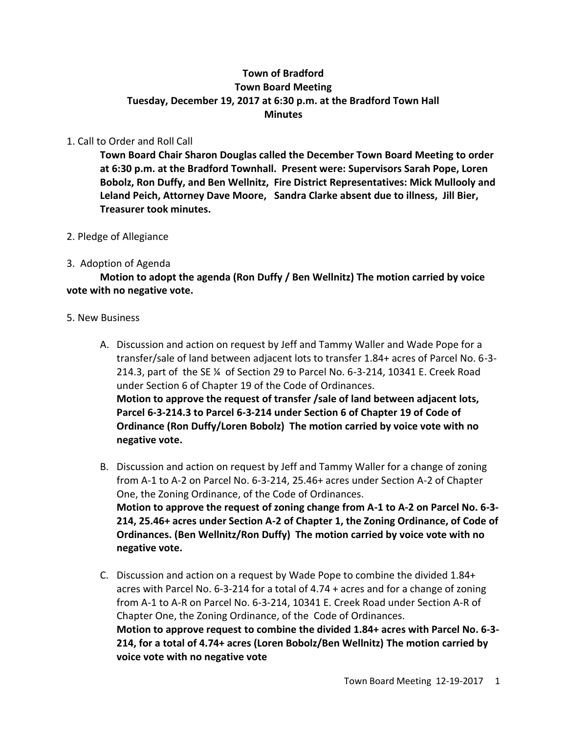**Town of Bradford**
**Town Board Meeting**
**Tuesday, December 19, 2017 at 6:30 p.m. at the Bradford Town Hall**
**Minutes**

1. Call to Order and Roll Call

   **Town Board Chair Sharon Douglas called the December Town Board Meeting to order at 6:30 p.m. at the Bradford Townhall. Present were: Supervisors Sarah Pope, Loren Bobolz, Ron Duffy, and Ben Wellnitz, Fire District Representatives: Mick Mullooly and Leland Peich, Attorney Dave Moore, Sandra Clarke absent due to illness, Jill Bier, Treasurer took minutes.**

2. Pledge of Allegiance

3. Adoption of Agenda

   **Motion to adopt the agenda (Ron Duffy / Ben Wellnitz) The motion carried by voice vote with no negative vote.**

5. New Business

   A. Discussion and action on request by Jeff and Tammy Waller and Wade Pope for a transfer/sale of land between adjacent lots to transfer 1.84+ acres of Parcel No. 6-3-214.3, part of the SE ¼ of Section 29 to Parcel No. 6-3-214, 10341 E. Creek Road under Section 6 of Chapter 19 of the Code of Ordinances.
   **Motion to approve the request of transfer /sale of land between adjacent lots, Parcel 6-3-214.3 to Parcel 6-3-214 under Section 6 of Chapter 19 of Code of Ordinance (Ron Duffy/Loren Bobolz) The motion carried by voice vote with no negative vote.**

   B. Discussion and action on request by Jeff and Tammy Waller for a change of zoning from A-1 to A-2 on Parcel No. 6-3-214, 25.46+ acres under Section A-2 of Chapter One, the Zoning Ordinance, of the Code of Ordinances.
   **Motion to approve the request of zoning change from A-1 to A-2 on Parcel No. 6-3-214, 25.46+ acres under Section A-2 of Chapter 1, the Zoning Ordinance, of Code of Ordinances. (Ben Wellnitz/Ron Duffy) The motion carried by voice vote with no negative vote.**

   C. Discussion and action on a request by Wade Pope to combine the divided 1.84+ acres with Parcel No. 6-3-214 for a total of 4.74 + acres and for a change of zoning from A-1 to A-R on Parcel No. 6-3-214, 10341 E. Creek Road under Section A-R of Chapter One, the Zoning Ordinance, of the Code of Ordinances.
   **Motion to approve request to combine the divided 1.84+ acres with Parcel No. 6-3-214, for a total of 4.74+ acres (Loren Bobolz/Ben Wellnitz) The motion carried by voice vote with no negative vote**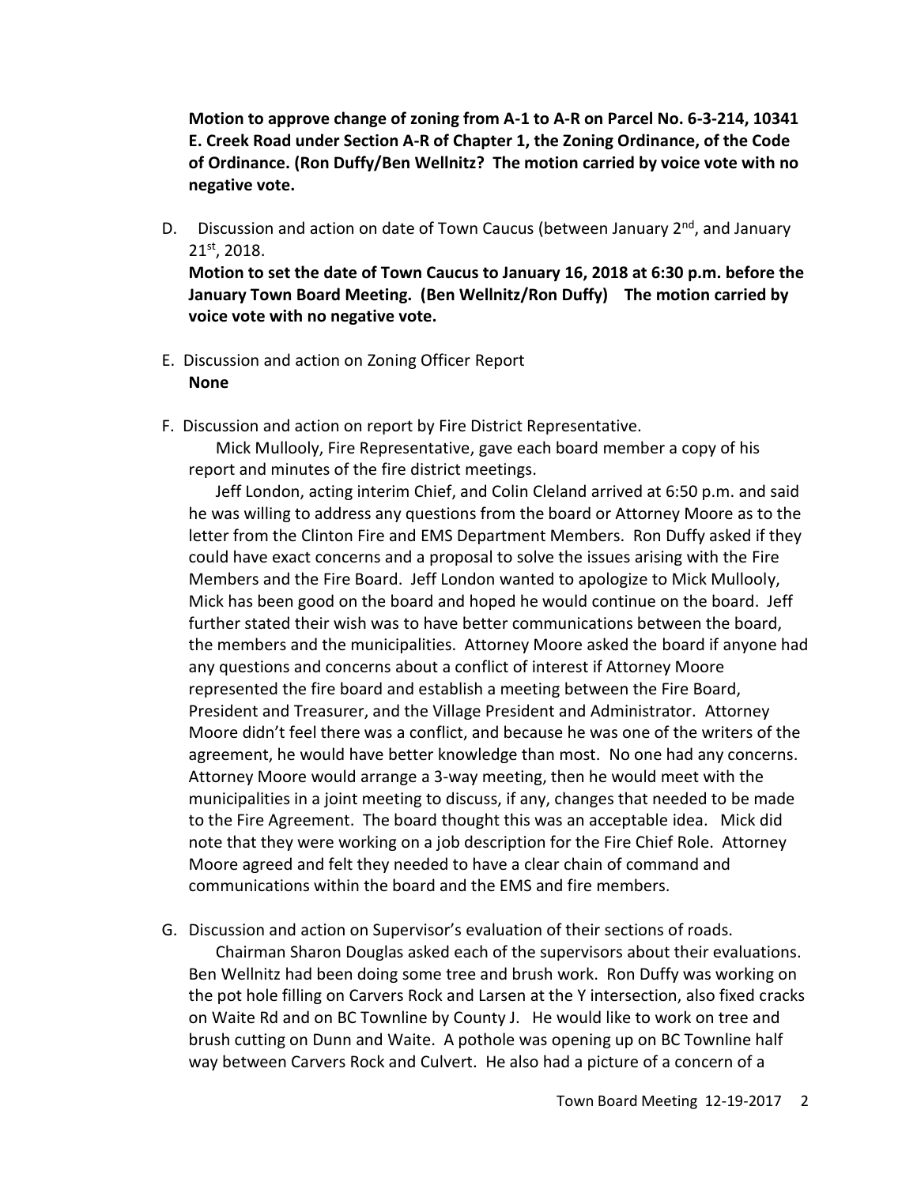**Motion to approve change of zoning from A-1 to A-R on Parcel No. 6-3-214, 10341 E. Creek Road under Section A-R of Chapter 1, the Zoning Ordinance, of the Code of Ordinance. (Ron Duffy/Ben Wellnitz? The motion carried by voice vote with no negative vote.**

D. Discussion and action on date of Town Caucus (between January 2nd, and January 21st, 2018.

**Motion to set the date of Town Caucus to January 16, 2018 at 6:30 p.m. before the January Town Board Meeting. (Ben Wellnitz/Ron Duffy) The motion carried by voice vote with no negative vote.**

E. Discussion and action on Zoning Officer Report

**None**

F. Discussion and action on report by Fire District Representative.

Mick Mullooly, Fire Representative, gave each board member a copy of his report and minutes of the fire district meetings.

Jeff London, acting interim Chief, and Colin Cleland arrived at 6:50 p.m. and said he was willing to address any questions from the board or Attorney Moore as to the letter from the Clinton Fire and EMS Department Members. Ron Duffy asked if they could have exact concerns and a proposal to solve the issues arising with the Fire Members and the Fire Board. Jeff London wanted to apologize to Mick Mullooly, Mick has been good on the board and hoped he would continue on the board. Jeff further stated their wish was to have better communications between the board, the members and the municipalities. Attorney Moore asked the board if anyone had any questions and concerns about a conflict of interest if Attorney Moore represented the fire board and establish a meeting between the Fire Board, President and Treasurer, and the Village President and Administrator. Attorney Moore didn't feel there was a conflict, and because he was one of the writers of the agreement, he would have better knowledge than most. No one had any concerns. Attorney Moore would arrange a 3-way meeting, then he would meet with the municipalities in a joint meeting to discuss, if any, changes that needed to be made to the Fire Agreement. The board thought this was an acceptable idea. Mick did note that they were working on a job description for the Fire Chief Role. Attorney Moore agreed and felt they needed to have a clear chain of command and communications within the board and the EMS and fire members.

G. Discussion and action on Supervisor's evaluation of their sections of roads.

Chairman Sharon Douglas asked each of the supervisors about their evaluations. Ben Wellnitz had been doing some tree and brush work. Ron Duffy was working on the pot hole filling on Carvers Rock and Larsen at the Y intersection, also fixed cracks on Waite Rd and on BC Townline by County J. He would like to work on tree and brush cutting on Dunn and Waite. A pothole was opening up on BC Townline half way between Carvers Rock and Culvert. He also had a picture of a concern of a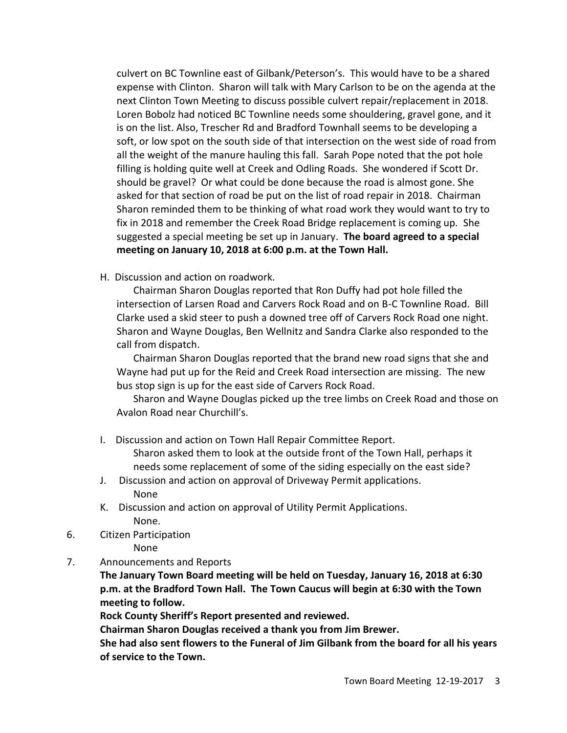culvert on BC Townline east of Gilbank/Peterson's. This would have to be a shared expense with Clinton. Sharon will talk with Mary Carlson to be on the agenda at the next Clinton Town Meeting to discuss possible culvert repair/replacement in 2018. Loren Bobolz had noticed BC Townline needs some shouldering, gravel gone, and it is on the list. Also, Trescher Rd and Bradford Townhall seems to be developing a soft, or low spot on the south side of that intersection on the west side of road from all the weight of the manure hauling this fall. Sarah Pope noted that the pot hole filling is holding quite well at Creek and Odling Roads. She wondered if Scott Dr. should be gravel? Or what could be done because the road is almost gone. She asked for that section of road be put on the list of road repair in 2018. Chairman Sharon reminded them to be thinking of what road work they would want to try to fix in 2018 and remember the Creek Road Bridge replacement is coming up. She suggested a special meeting be set up in January. **The board agreed to a special meeting on January 10, 2018 at 6:00 p.m. at the Town Hall.**

H. Discussion and action on roadwork.

Chairman Sharon Douglas reported that Ron Duffy had pot hole filled the intersection of Larsen Road and Carvers Rock Road and on B-C Townline Road. Bill Clarke used a skid steer to push a downed tree off of Carvers Rock Road one night. Sharon and Wayne Douglas, Ben Wellnitz and Sandra Clarke also responded to the call from dispatch.

Chairman Sharon Douglas reported that the brand new road signs that she and Wayne had put up for the Reid and Creek Road intersection are missing. The new bus stop sign is up for the east side of Carvers Rock Road.

Sharon and Wayne Douglas picked up the tree limbs on Creek Road and those on Avalon Road near Churchill's.

I. Discussion and action on Town Hall Repair Committee Report.
   Sharon asked them to look at the outside front of the Town Hall, perhaps it needs some replacement of some of the siding especially on the east side?

J. Discussion and action on approval of Driveway Permit applications.
   None

K. Discussion and action on approval of Utility Permit Applications.
   None.

6. Citizen Participation
   None

7. Announcements and Reports
   **The January Town Board meeting will be held on Tuesday, January 16, 2018 at 6:30 p.m. at the Bradford Town Hall. The Town Caucus will begin at 6:30 with the Town meeting to follow.**
   **Rock County Sheriff's Report presented and reviewed.**
   **Chairman Sharon Douglas received a thank you from Jim Brewer.**
   **She had also sent flowers to the Funeral of Jim Gilbank from the board for all his years of service to the Town.**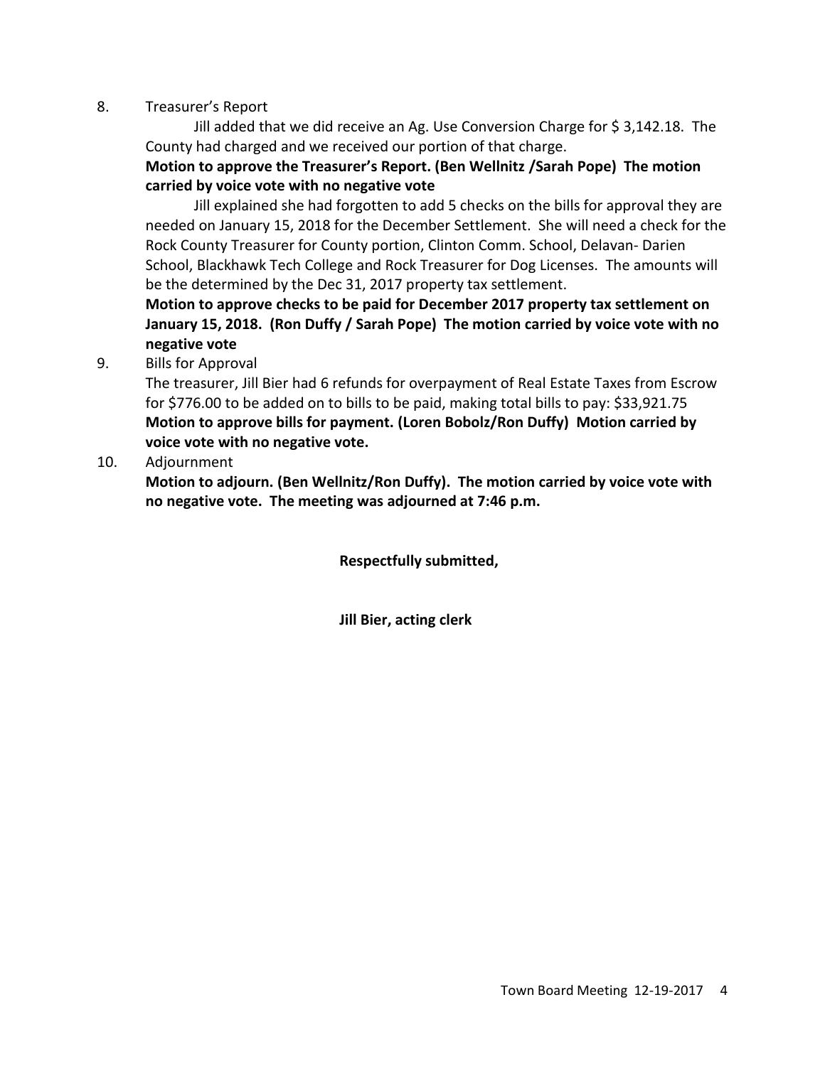8. Treasurer's Report

   Jill added that we did receive an Ag. Use Conversion Charge for $ 3,142.18. The County had charged and we received our portion of that charge.

   **Motion to approve the Treasurer's Report. (Ben Wellnitz /Sarah Pope) The motion carried by voice vote with no negative vote**

   Jill explained she had forgotten to add 5 checks on the bills for approval they are needed on January 15, 2018 for the December Settlement. She will need a check for the Rock County Treasurer for County portion, Clinton Comm. School, Delavan- Darien School, Blackhawk Tech College and Rock Treasurer for Dog Licenses. The amounts will be the determined by the Dec 31, 2017 property tax settlement.

   **Motion to approve checks to be paid for December 2017 property tax settlement on January 15, 2018. (Ron Duffy / Sarah Pope) The motion carried by voice vote with no negative vote**

9. Bills for Approval

   The treasurer, Jill Bier had 6 refunds for overpayment of Real Estate Taxes from Escrow for $776.00 to be added on to bills to be paid, making total bills to pay: $33,921.75

   **Motion to approve bills for payment. (Loren Bobolz/Ron Duffy) Motion carried by voice vote with no negative vote.**

10. Adjournment

    **Motion to adjourn. (Ben Wellnitz/Ron Duffy). The motion carried by voice vote with no negative vote. The meeting was adjourned at 7:46 p.m.**

**Respectfully submitted,**

**Jill Bier, acting clerk**